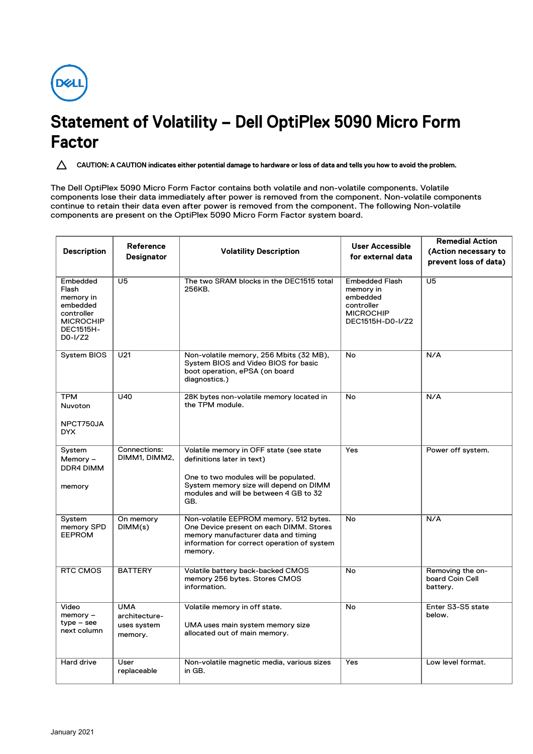# Statement of Volatility – Dell OptiPlex 5090 Micro Form Factor

⚠ **CAUTION: A CAUTION indicates either potential damage to hardware or loss of data and tells you how to avoid the problem.**

The Dell OptiPlex 5090 Micro Form Factor contains both volatile and non-volatile components. Volatile components lose their data immediately after power is removed from the component. Non-volatile components continue to retain their data even after power is removed from the component. The following Non-volatile components are present on the OptiPlex 5090 Micro Form Factor system board.

| Description | Reference Designator | Volatility Description | User Accessible for external data | Remedial Action (Action necessary to prevent loss of data) |
|---|---|---|---|---|
| Embedded Flash memory in embedded controller MICROCHIP DEC1515H-D0-I/Z2 | U5 | The two SRAM blocks in the DEC1515 total 256KB. | Embedded Flash memory in embedded controller MICROCHIP DEC1515H-D0-I/Z2 | U5 |
| System BIOS | U21 | Non-volatile memory, 256 Mbits (32 MB), System BIOS and Video BIOS for basic boot operation, ePSA (on board diagnostics.) | No | N/A |
| TPM Nuvoton NPCT750JA DYX | U40 | 28K bytes non-volatile memory located in the TPM module. | No | N/A |
| System Memory – DDR4 DIMM memory | Connections: DIMM1, DIMM2, | Volatile memory in OFF state (see state definitions later in text) One to two modules will be populated. System memory size will depend on DIMM modules and will be between 4 GB to 32 GB. | Yes | Power off system. |
| System memory SPD EEPROM | On memory DIMM(s) | Non-volatile EEPROM memory. 512 bytes. One Device present on each DIMM. Stores memory manufacturer data and timing information for correct operation of system memory. | No | N/A |
| RTC CMOS | BATTERY | Volatile battery back-backed CMOS memory 256 bytes. Stores CMOS information. | No | Removing the on-board Coin Cell battery. |
| Video memory – type – see next column | UMA architecture-uses system memory. | Volatile memory in off state. UMA uses main system memory size allocated out of main memory. | No | Enter S3-S5 state below. |
| Hard drive | User replaceable | Non-volatile magnetic media, various sizes in GB. | Yes | Low level format. |

January 2021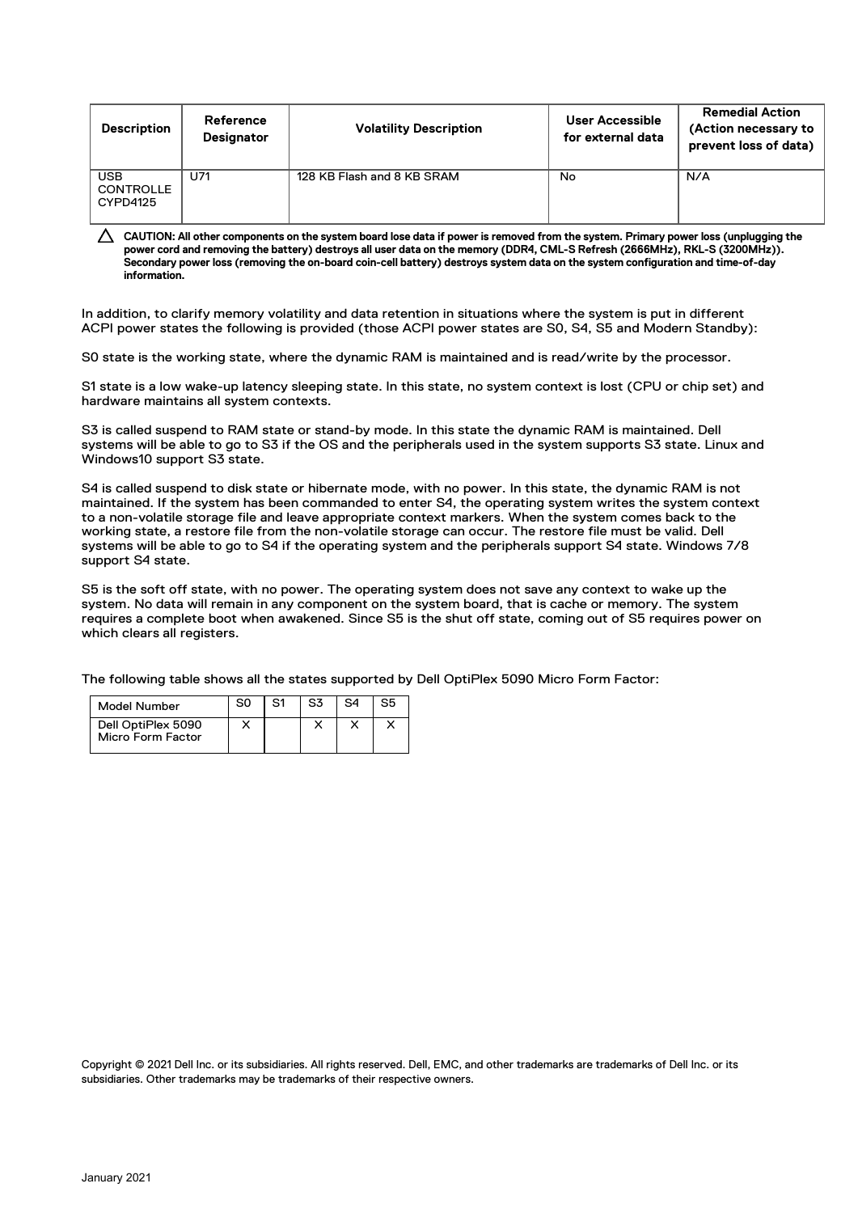| Description | Reference Designator | Volatility Description | User Accessible for external data | Remedial Action (Action necessary to prevent loss of data) |
| --- | --- | --- | --- | --- |
| USB CONTROLLE CYPD4125 | U71 | 128 KB Flash and 8 KB SRAM | No | N/A |

△ **CAUTION: All other components on the system board lose data if power is removed from the system. Primary power loss (unplugging the power cord and removing the battery) destroys all user data on the memory (DDR4, CML-S Refresh (2666MHz), RKL-S (3200MHz)). Secondary power loss (removing the on-board coin-cell battery) destroys system data on the system configuration and time-of-day information.**

In addition, to clarify memory volatility and data retention in situations where the system is put in different ACPI power states the following is provided (those ACPI power states are S0, S4, S5 and Modern Standby):

S0 state is the working state, where the dynamic RAM is maintained and is read/write by the processor.

S1 state is a low wake-up latency sleeping state. In this state, no system context is lost (CPU or chip set) and hardware maintains all system contexts.

S3 is called suspend to RAM state or stand-by mode. In this state the dynamic RAM is maintained. Dell systems will be able to go to S3 if the OS and the peripherals used in the system supports S3 state. Linux and Windows10 support S3 state.

S4 is called suspend to disk state or hibernate mode, with no power. In this state, the dynamic RAM is not maintained. If the system has been commanded to enter S4, the operating system writes the system context to a non-volatile storage file and leave appropriate context markers. When the system comes back to the working state, a restore file from the non-volatile storage can occur. The restore file must be valid. Dell systems will be able to go to S4 if the operating system and the peripherals support S4 state. Windows 7/8 support S4 state.

S5 is the soft off state, with no power. The operating system does not save any context to wake up the system. No data will remain in any component on the system board, that is cache or memory. The system requires a complete boot when awakened. Since S5 is the shut off state, coming out of S5 requires power on which clears all registers.

The following table shows all the states supported by Dell OptiPlex 5090 Micro Form Factor:

| Model Number | S0 | S1 | S3 | S4 | S5 |
| --- | --- | --- | --- | --- | --- |
| Dell OptiPlex 5090 Micro Form Factor | X | | X | X | X |

Copyright © 2021 Dell Inc. or its subsidiaries. All rights reserved. Dell, EMC, and other trademarks are trademarks of Dell Inc. or its subsidiaries. Other trademarks may be trademarks of their respective owners.

January 2021